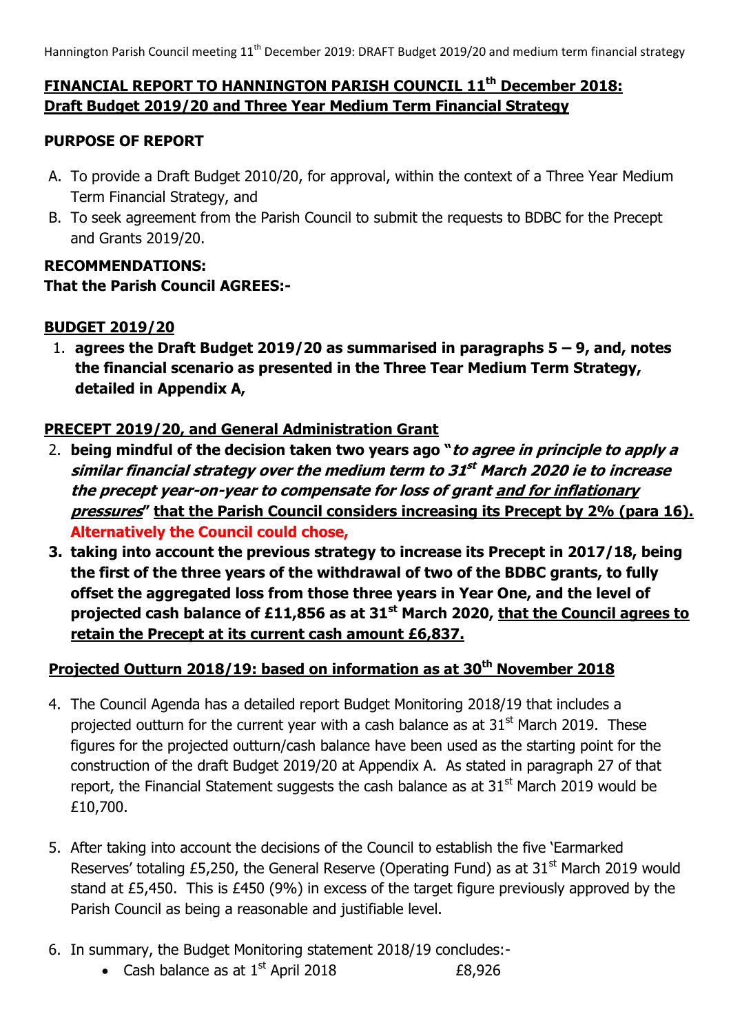## FINANCIAL REPORT TO HANNINGTON PARISH COUNCIL 11th December 2018: Draft Budget 2019/20 and Three Year Medium Term Financial Strategy

### PURPOSE OF REPORT

A. To provide a Draft Budget 2010/20, for approval, within the context of a Three Year Medium Term Financial Strategy, and
B. To seek agreement from the Parish Council to submit the requests to BDBC for the Precept and Grants 2019/20.

**RECOMMENDATIONS:**
**That the Parish Council AGREES:-**

### BUDGET 2019/20

1. **agrees the Draft Budget 2019/20 as summarised in paragraphs 5 – 9, and, notes the financial scenario as presented in the Three Tear Medium Term Strategy, detailed in Appendix A,**

### PRECEPT 2019/20, and General Administration Grant

2. **being mindful of the decision taken two years ago "*to agree in principle to apply a similar financial strategy over the medium term to 31st March 2020 ie to increase the precept year-on-year to compensate for loss of grant and for inflationary pressures*" that the Parish Council considers increasing its Precept by 2% (para 16). Alternatively the Council could chose,**
3. **taking into account the previous strategy to increase its Precept in 2017/18, being the first of the three years of the withdrawal of two of the BDBC grants, to fully offset the aggregated loss from those three years in Year One, and the level of projected cash balance of £11,856 as at 31st March 2020, that the Council agrees to retain the Precept at its current cash amount £6,837.**

### Projected Outturn 2018/19: based on information as at 30th November 2018

4. The Council Agenda has a detailed report Budget Monitoring 2018/19 that includes a projected outturn for the current year with a cash balance as at 31st March 2019. These figures for the projected outturn/cash balance have been used as the starting point for the construction of the draft Budget 2019/20 at Appendix A. As stated in paragraph 27 of that report, the Financial Statement suggests the cash balance as at 31st March 2019 would be £10,700.

5. After taking into account the decisions of the Council to establish the five 'Earmarked Reserves' totaling £5,250, the General Reserve (Operating Fund) as at 31st March 2019 would stand at £5,450. This is £450 (9%) in excess of the target figure previously approved by the Parish Council as being a reasonable and justifiable level.

6. In summary, the Budget Monitoring statement 2018/19 concludes:-
   - Cash balance as at 1st April 2018 £8,926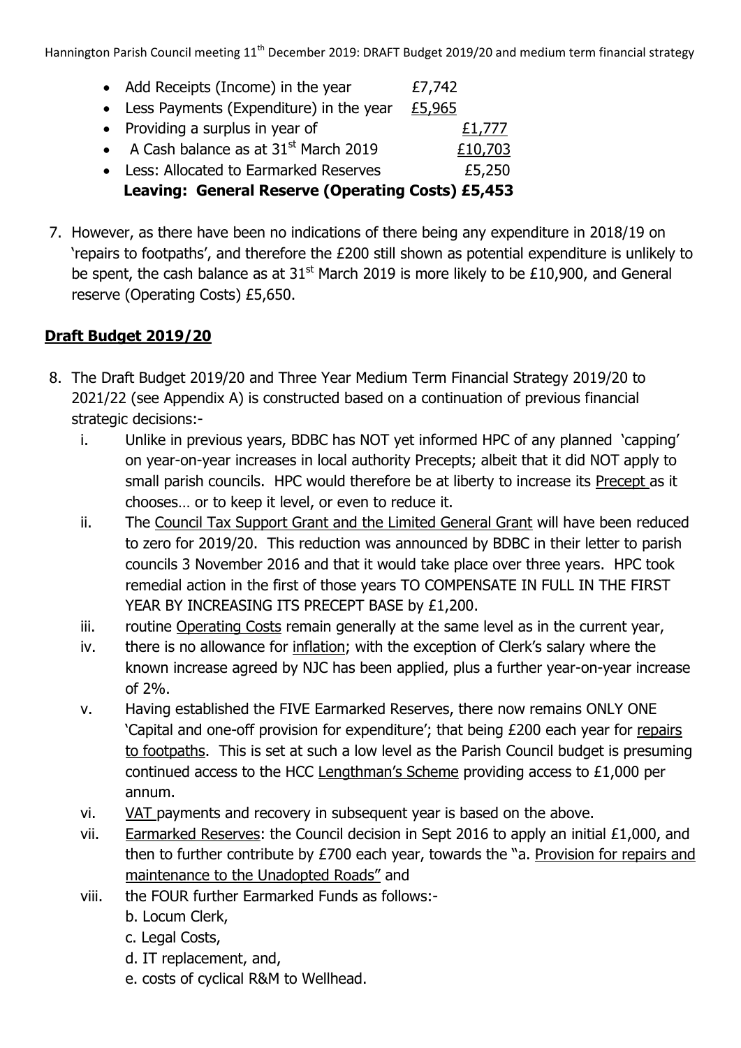- Add Receipts (Income) in the year £7,742
- Less Payments (Expenditure) in the year £5,965
- Providing a surplus in year of £1,777
- A Cash balance as at 31st March 2019 £10,703
- Less: Allocated to Earmarked Reserves £5,250

**Leaving: General Reserve (Operating Costs) £5,453**

7. However, as there have been no indications of there being any expenditure in 2018/19 on 'repairs to footpaths', and therefore the £200 still shown as potential expenditure is unlikely to be spent, the cash balance as at 31st March 2019 is more likely to be £10,900, and General reserve (Operating Costs) £5,650.

## Draft Budget 2019/20

8. The Draft Budget 2019/20 and Three Year Medium Term Financial Strategy 2019/20 to 2021/22 (see Appendix A) is constructed based on a continuation of previous financial strategic decisions:-
   i. Unlike in previous years, BDBC has NOT yet informed HPC of any planned 'capping' on year-on-year increases in local authority Precepts; albeit that it did NOT apply to small parish councils. HPC would therefore be at liberty to increase its Precept as it chooses… or to keep it level, or even to reduce it.
   ii. The Council Tax Support Grant and the Limited General Grant will have been reduced to zero for 2019/20. This reduction was announced by BDBC in their letter to parish councils 3 November 2016 and that it would take place over three years. HPC took remedial action in the first of those years TO COMPENSATE IN FULL IN THE FIRST YEAR BY INCREASING ITS PRECEPT BASE by £1,200.
   iii. routine Operating Costs remain generally at the same level as in the current year,
   iv. there is no allowance for inflation; with the exception of Clerk's salary where the known increase agreed by NJC has been applied, plus a further year-on-year increase of 2%.
   v. Having established the FIVE Earmarked Reserves, there now remains ONLY ONE 'Capital and one-off provision for expenditure'; that being £200 each year for repairs to footpaths. This is set at such a low level as the Parish Council budget is presuming continued access to the HCC Lengthman's Scheme providing access to £1,000 per annum.
   vi. VAT payments and recovery in subsequent year is based on the above.
   vii. Earmarked Reserves: the Council decision in Sept 2016 to apply an initial £1,000, and then to further contribute by £700 each year, towards the "a. Provision for repairs and maintenance to the Unadopted Roads" and
   viii. the FOUR further Earmarked Funds as follows:-
      b. Locum Clerk,
      c. Legal Costs,
      d. IT replacement, and,
      e. costs of cyclical R&M to Wellhead.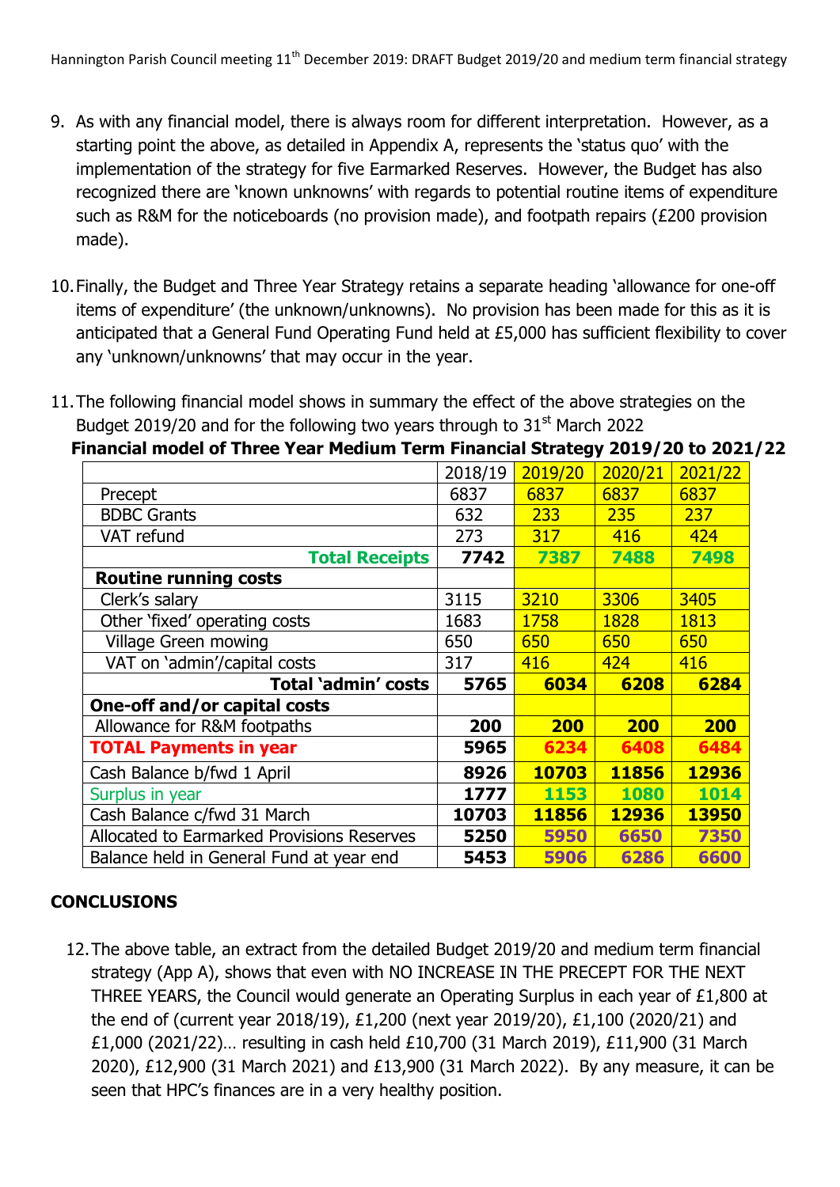9. As with any financial model, there is always room for different interpretation. However, as a starting point the above, as detailed in Appendix A, represents the 'status quo' with the implementation of the strategy for five Earmarked Reserves. However, the Budget has also recognized there are 'known unknowns' with regards to potential routine items of expenditure such as R&M for the noticeboards (no provision made), and footpath repairs (£200 provision made).

10. Finally, the Budget and Three Year Strategy retains a separate heading 'allowance for one-off items of expenditure' (the unknown/unknowns). No provision has been made for this as it is anticipated that a General Fund Operating Fund held at £5,000 has sufficient flexibility to cover any 'unknown/unknowns' that may occur in the year.

11. The following financial model shows in summary the effect of the above strategies on the Budget 2019/20 and for the following two years through to 31st March 2022

**Financial model of Three Year Medium Term Financial Strategy 2019/20 to 2021/22**

| | 2018/19 | 2019/20 | 2020/21 | 2021/22 |
|---|---|---|---|---|
| Precept | 6837 | 6837 | 6837 | 6837 |
| BDBC Grants | 632 | 233 | 235 | 237 |
| VAT refund | 273 | 317 | 416 | 424 |
| **Total Receipts** | **7742** | **7387** | **7488** | **7498** |
| **Routine running costs** | | | | |
| Clerk's salary | 3115 | 3210 | 3306 | 3405 |
| Other 'fixed' operating costs | 1683 | 1758 | 1828 | 1813 |
| Village Green mowing | 650 | 650 | 650 | 650 |
| VAT on 'admin'/capital costs | 317 | 416 | 424 | 416 |
| **Total 'admin' costs** | **5765** | **6034** | **6208** | **6284** |
| **One-off and/or capital costs** | | | | |
| Allowance for R&M footpaths | **200** | **200** | **200** | **200** |
| **TOTAL Payments in year** | **5965** | **6234** | **6408** | **6484** |
| Cash Balance b/fwd 1 April | **8926** | **10703** | **11856** | **12936** |
| Surplus in year | **1777** | **1153** | **1080** | **1014** |
| Cash Balance c/fwd 31 March | **10703** | **11856** | **12936** | **13950** |
| Allocated to Earmarked Provisions Reserves | **5250** | **5950** | **6650** | **7350** |
| Balance held in General Fund at year end | **5453** | **5906** | **6286** | **6600** |

## CONCLUSIONS

12. The above table, an extract from the detailed Budget 2019/20 and medium term financial strategy (App A), shows that even with NO INCREASE IN THE PRECEPT FOR THE NEXT THREE YEARS, the Council would generate an Operating Surplus in each year of £1,800 at the end of (current year 2018/19), £1,200 (next year 2019/20), £1,100 (2020/21) and £1,000 (2021/22)… resulting in cash held £10,700 (31 March 2019), £11,900 (31 March 2020), £12,900 (31 March 2021) and £13,900 (31 March 2022). By any measure, it can be seen that HPC's finances are in a very healthy position.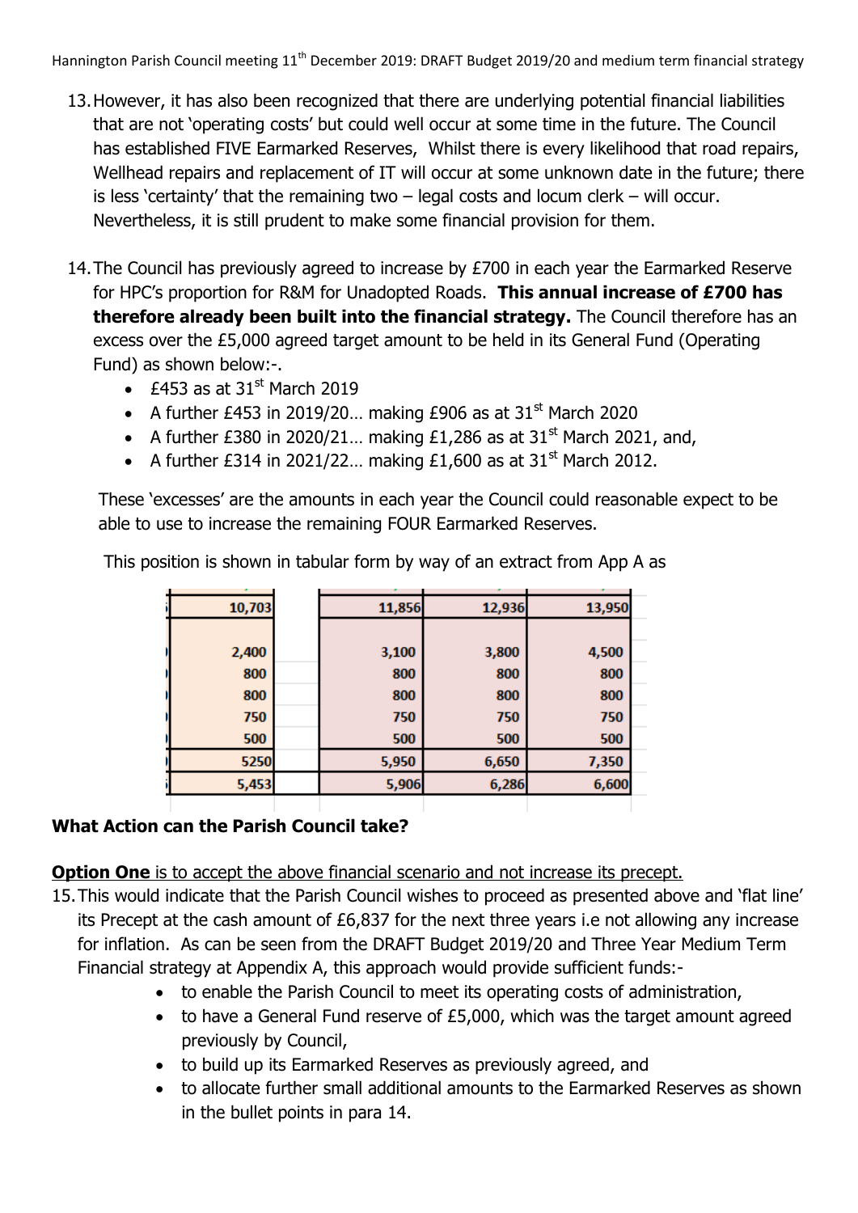13. However, it has also been recognized that there are underlying potential financial liabilities that are not 'operating costs' but could well occur at some time in the future. The Council has established FIVE Earmarked Reserves, Whilst there is every likelihood that road repairs, Wellhead repairs and replacement of IT will occur at some unknown date in the future; there is less 'certainty' that the remaining two – legal costs and locum clerk – will occur. Nevertheless, it is still prudent to make some financial provision for them.

14. The Council has previously agreed to increase by £700 in each year the Earmarked Reserve for HPC's proportion for R&M for Unadopted Roads. **This annual increase of £700 has therefore already been built into the financial strategy.** The Council therefore has an excess over the £5,000 agreed target amount to be held in its General Fund (Operating Fund) as shown below:-.
    - £453 as at 31st March 2019
    - A further £453 in 2019/20… making £906 as at 31st March 2020
    - A further £380 in 2020/21… making £1,286 as at 31st March 2021, and,
    - A further £314 in 2021/22… making £1,600 as at 31st March 2012.

    These 'excesses' are the amounts in each year the Council could reasonable expect to be able to use to increase the remaining FOUR Earmarked Reserves.

    This position is shown in tabular form by way of an extract from App A as

| | | | |
|---|---|---|---|
| 10,703 | 11,856 | 12,936 | 13,950 |
| 2,400 | 3,100 | 3,800 | 4,500 |
| 800 | 800 | 800 | 800 |
| 800 | 800 | 800 | 800 |
| 750 | 750 | 750 | 750 |
| 500 | 500 | 500 | 500 |
| 5250 | 5,950 | 6,650 | 7,350 |
| 5,453 | 5,906 | 6,286 | 6,600 |

**What Action can the Parish Council take?**

**<u>Option One</u>** <u>is to accept the above financial scenario and not increase its precept.</u>

15. This would indicate that the Parish Council wishes to proceed as presented above and 'flat line' its Precept at the cash amount of £6,837 for the next three years i.e not allowing any increase for inflation. As can be seen from the DRAFT Budget 2019/20 and Three Year Medium Term Financial strategy at Appendix A, this approach would provide sufficient funds:-
    - to enable the Parish Council to meet its operating costs of administration,
    - to have a General Fund reserve of £5,000, which was the target amount agreed previously by Council,
    - to build up its Earmarked Reserves as previously agreed, and
    - to allocate further small additional amounts to the Earmarked Reserves as shown in the bullet points in para 14.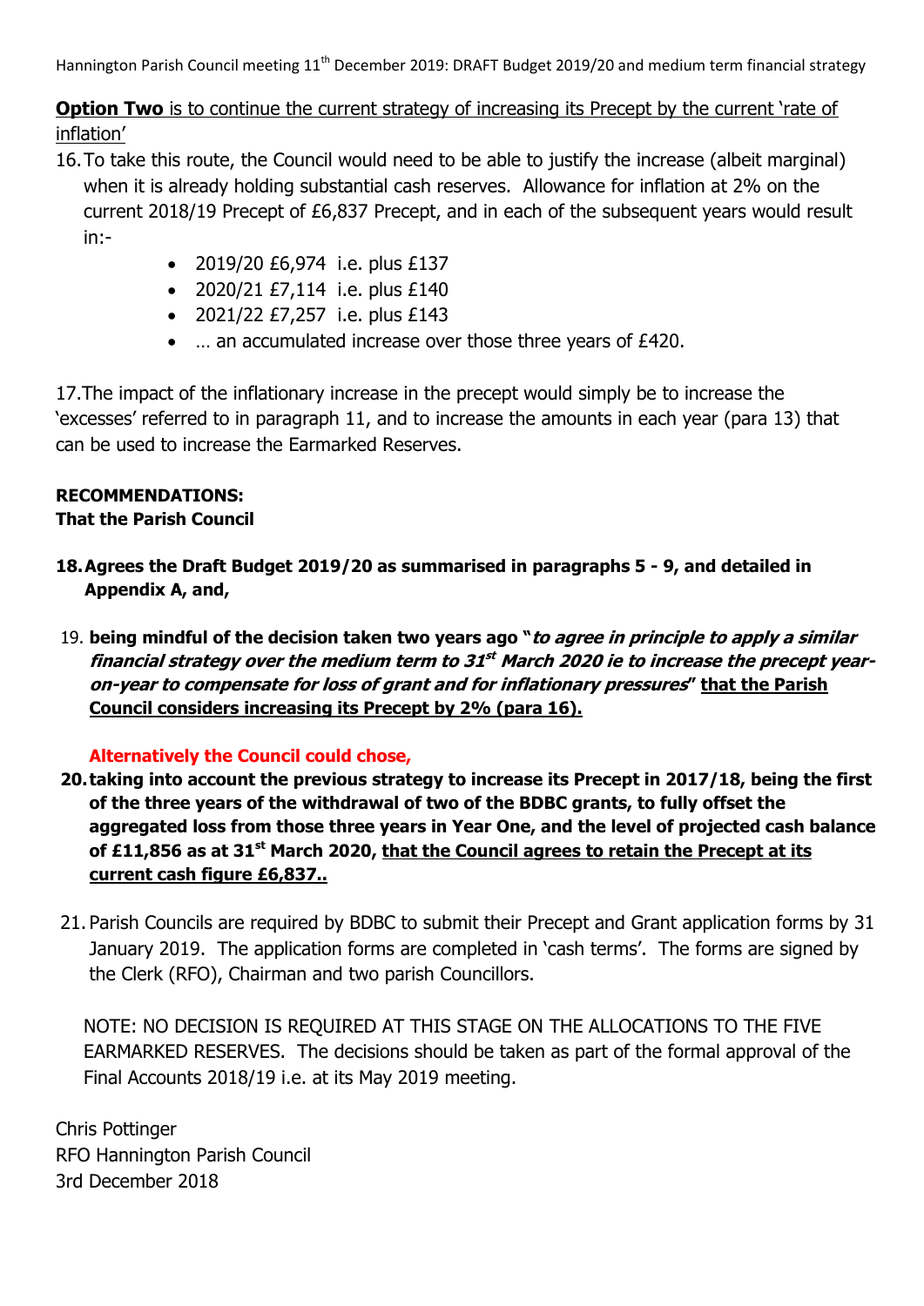**Option Two** is to continue the current strategy of increasing its Precept by the current 'rate of inflation'

16. To take this route, the Council would need to be able to justify the increase (albeit marginal) when it is already holding substantial cash reserves. Allowance for inflation at 2% on the current 2018/19 Precept of £6,837 Precept, and in each of the subsequent years would result in:-
    - 2019/20 £6,974 i.e. plus £137
    - 2020/21 £7,114 i.e. plus £140
    - 2021/22 £7,257 i.e. plus £143
    - … an accumulated increase over those three years of £420.

17. The impact of the inflationary increase in the precept would simply be to increase the 'excesses' referred to in paragraph 11, and to increase the amounts in each year (para 13) that can be used to increase the Earmarked Reserves.

**RECOMMENDATIONS:**
**That the Parish Council**

18. **Agrees the Draft Budget 2019/20 as summarised in paragraphs 5 - 9, and detailed in Appendix A, and,**

19. **being mindful of the decision taken two years ago "*to agree in principle to apply a similar financial strategy over the medium term to 31st March 2020 ie to increase the precept year-on-year to compensate for loss of grant and for inflationary pressures*" that the Parish Council considers increasing its Precept by 2% (para 16).**

    **Alternatively the Council could chose,**

20. **taking into account the previous strategy to increase its Precept in 2017/18, being the first of the three years of the withdrawal of two of the BDBC grants, to fully offset the aggregated loss from those three years in Year One, and the level of projected cash balance of £11,856 as at 31st March 2020, that the Council agrees to retain the Precept at its current cash figure £6,837..**

21. Parish Councils are required by BDBC to submit their Precept and Grant application forms by 31 January 2019. The application forms are completed in 'cash terms'. The forms are signed by the Clerk (RFO), Chairman and two parish Councillors.

NOTE: NO DECISION IS REQUIRED AT THIS STAGE ON THE ALLOCATIONS TO THE FIVE EARMARKED RESERVES. The decisions should be taken as part of the formal approval of the Final Accounts 2018/19 i.e. at its May 2019 meeting.

Chris Pottinger
RFO Hannington Parish Council
3rd December 2018